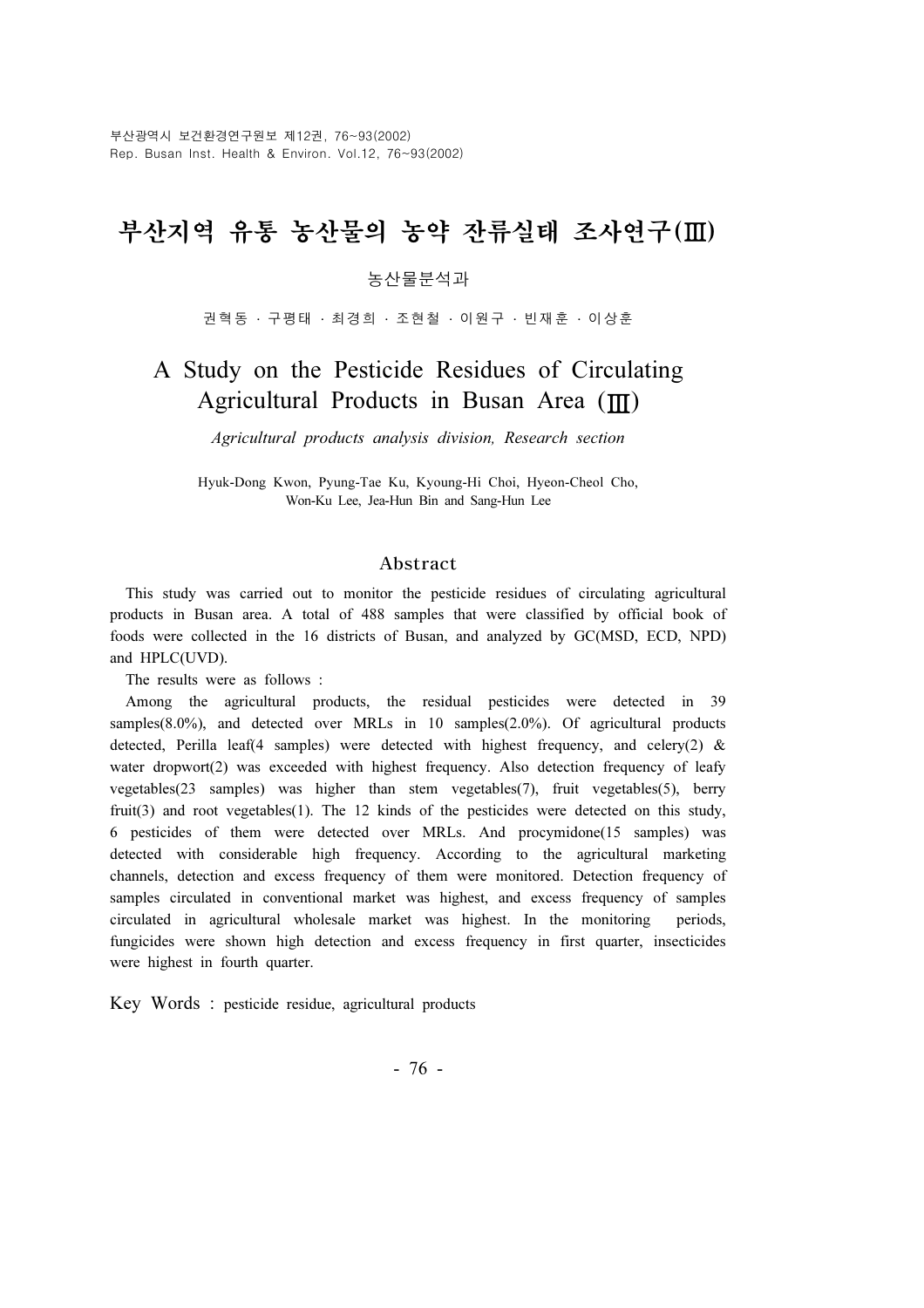# 부산지역 유통 농산물의 농약 잔류실태 조사연구(Ⅲ)

농산물분석과

권혁동 · 구평태 · 최경희 · 조현철 · 이원구 · 빈재훈 · 이상훈

# A Study on the Pesticide Residues of Circulating Agricultural Products in Busan Area (Ⅲ)

*Agricultural products analysis division, Research section*

Hyuk-Dong Kwon, Pyung-Tae Ku, Kyoung-Hi Choi, Hyeon-Cheol Cho, Won-Ku Lee, Jea-Hun Bin and Sang-Hun Lee

## Abstract

This study was carried out to monitor the pesticide residues of circulating agricultural products in Busan area. A total of 488 samples that were classified by official book of foods were collected in the 16 districts of Busan, and analyzed by GC(MSD, ECD, NPD) and HPLC(UVD).

The results were as follows :

Among the agricultural products, the residual pesticides were detected in 39 samples(8.0%), and detected over MRLs in 10 samples(2.0%). Of agricultural products detected, Perilla leaf(4 samples) were detected with highest frequency, and celery(2) & water dropwort(2) was exceeded with highest frequency. Also detection frequency of leafy vegetables(23 samples) was higher than stem vegetables(7), fruit vegetables(5), berry fruit(3) and root vegetables(1). The 12 kinds of the pesticides were detected on this study, 6 pesticides of them were detected over MRLs. And procymidone(15 samples) was detected with considerable high frequency. According to the agricultural marketing channels, detection and excess frequency of them were monitored. Detection frequency of samples circulated in conventional market was highest, and excess frequency of samples circulated in agricultural wholesale market was highest. In the monitoring periods, fungicides were shown high detection and excess frequency in first quarter, insecticides were highest in fourth quarter.

Key Words : pesticide residue, agricultural products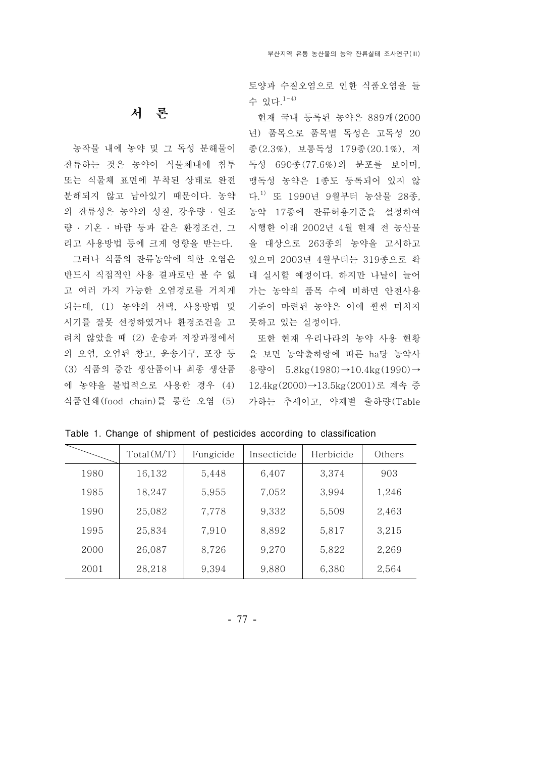## 서 론

농작물 내에 농약 및 그 독성 분해물이 잔류하는 것은 농약이 식물체내에 침투 또는 식물체 표면에 부착된 상태로 완전 분해되지 않고 남아있기 때문이다. 농약의 잔류성은 농약의 성질, 강우량 · 일조량 · 기온 · 바람 등과 같은 환경조건, 그리고 사용방법 등에 크게 영향을 받는다.

그러나 식품의 잔류농약에 의한 오염은 반드시 직접적인 사용 결과로만 볼 수 없고 여러 가지 가능한 오염경로를 거치게 되는데, (1) 농약의 선택, 사용방법 및 시기를 잘못 선정하였거나 환경조건을 고려치 않았을 때 (2) 운송과 저장과정에서의 오염, 오염된 창고, 운송기구, 포장 등 (3) 식품의 중간 생산품이나 최종 생산품에 농약을 불법적으로 사용한 경우 (4) 식품연쇄(food chain)를 통한 오염 (5) 토양과 수질오염으로 인한 식품오염을 들 수 있다.[1~4)]

현재 국내 등록된 농약은 889개(2000년) 품목으로 품목별 독성은 고독성 20종(2.3%), 보통독성 179종(20.1%), 저독성 690종(77.6%)의 분포를 보이며, 맹독성 농약은 1종도 등록되어 있지 않다.[1)] 또 1990년 9월부터 농산물 28종, 농약 17종에 잔류허용기준을 설정하여 시행한 이래 2002년 4월 현재 전 농산물을 대상으로 263종의 농약을 고시하고 있으며 2003년 4월부터는 319종으로 확대 실시할 예정이다. 하지만 나날이 늘어가는 농약의 품목 수에 비하면 안전사용기준이 마련된 농약은 이에 훨씬 미치지 못하고 있는 실정이다.

또한 현재 우리나라의 농약 사용 현황을 보면 농약출하량에 따른 ha당 농약사용량이 5.8kg(1980)→10.4kg(1990)→12.4kg(2000)→13.5kg(2001)로 계속 증가하는 추세이고, 약제별 출하량(Table

Table 1. Change of shipment of pesticides according to classification

| | Total(M/T) | Fungicide | Insecticide | Herbicide | Others |
|---|---|---|---|---|---|
| 1980 | 16,132 | 5,448 | 6,407 | 3,374 | 903 |
| 1985 | 18,247 | 5,955 | 7,052 | 3,994 | 1,246 |
| 1990 | 25,082 | 7,778 | 9,332 | 5,509 | 2,463 |
| 1995 | 25,834 | 7,910 | 8,892 | 5,817 | 3,215 |
| 2000 | 26,087 | 8,726 | 9,270 | 5,822 | 2,269 |
| 2001 | 28,218 | 9,394 | 9,880 | 6,380 | 2,564 |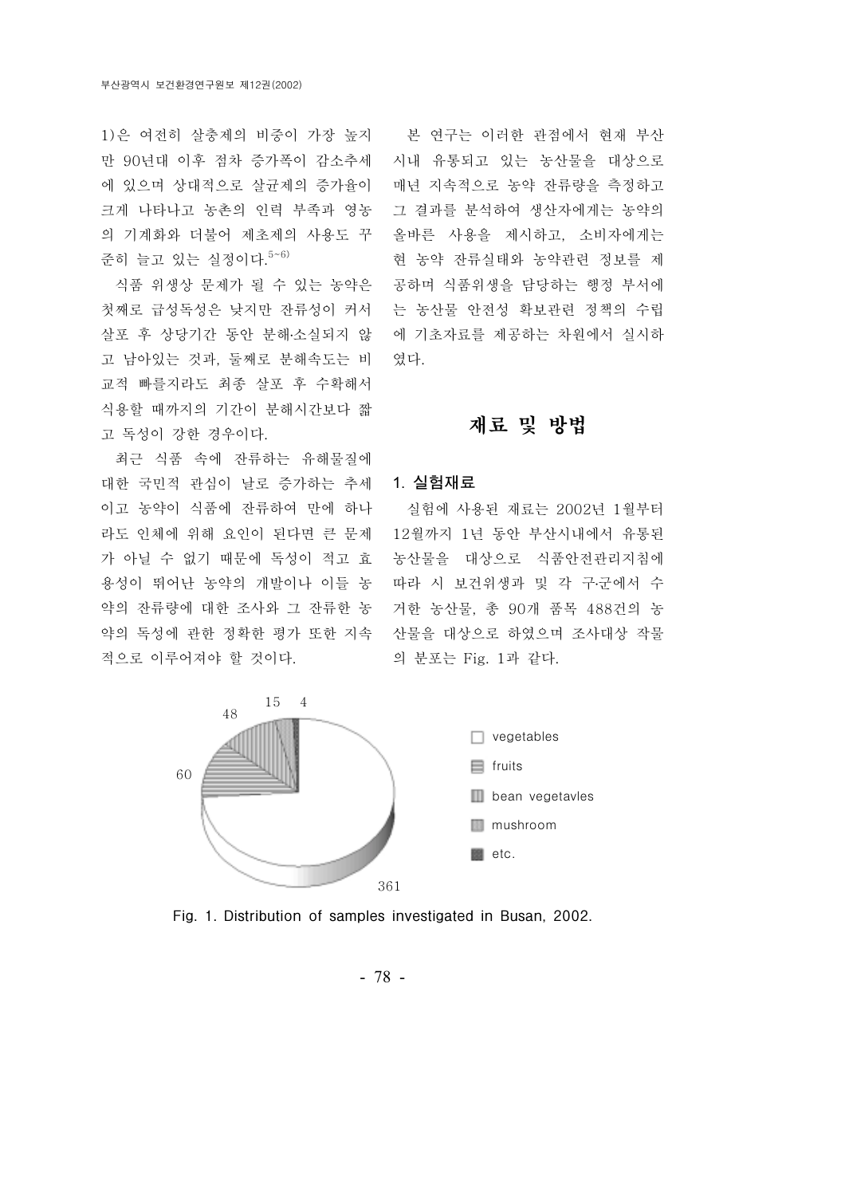1)은 여전히 살충제의 비중이 가장 높지만 90년대 이후 점차 증가폭이 감소추세에 있으며 상대적으로 살균제의 증가율이 크게 나타나고 농촌의 인력 부족과 영농의 기계화와 더불어 제초제의 사용도 꾸준히 늘고 있는 실정이다.[5~6)]

식품 위생상 문제가 될 수 있는 농약은 첫째로 급성독성은 낮지만 잔류성이 커서 살포 후 상당기간 동안 분해·소실되지 않고 남아있는 것과, 둘째로 분해속도는 비교적 빠를지라도 최종 살포 후 수확해서 식용할 때까지의 기간이 분해시간보다 짧고 독성이 강한 경우이다.

최근 식품 속에 잔류하는 유해물질에 대한 국민적 관심이 날로 증가하는 추세이고 농약이 식품에 잔류하여 만에 하나라도 인체에 위해 요인이 된다면 큰 문제가 아닐 수 없기 때문에 독성이 적고 효용성이 뛰어난 농약의 개발이나 이들 농약의 잔류량에 대한 조사와 그 잔류한 농약의 독성에 관한 정확한 평가 또한 지속적으로 이루어져야 할 것이다.

본 연구는 이러한 관점에서 현재 부산시내 유통되고 있는 농산물을 대상으로 매년 지속적으로 농약 잔류량을 측정하고 그 결과를 분석하여 생산자에게는 농약의 올바른 사용을 제시하고, 소비자에게는 현 농약 잔류실태와 농약관련 정보를 제공하며 식품위생을 담당하는 행정 부서에는 농산물 안전성 확보관련 정책의 수립에 기초자료를 제공하는 차원에서 실시하였다.

## 재료 및 방법

### 1. 실험재료

실험에 사용된 재료는 2002년 1월부터 12월까지 1년 동안 부산시내에서 유통된 농산물을 대상으로 식품안전관리지침에 따라 시 보건위생과 및 각 구·군에서 수거한 농산물, 총 90개 품목 488건의 농산물을 대상으로 하였으며 조사대상 작물의 분포는 Fig. 1과 같다.

| Category | Number |
|---|---|
| vegetables | 361 |
| fruits | 60 |
| bean vegetavles | 48 |
| mushroom | 15 |
| etc. | 4 |

Fig. 1. Distribution of samples investigated in Busan, 2002.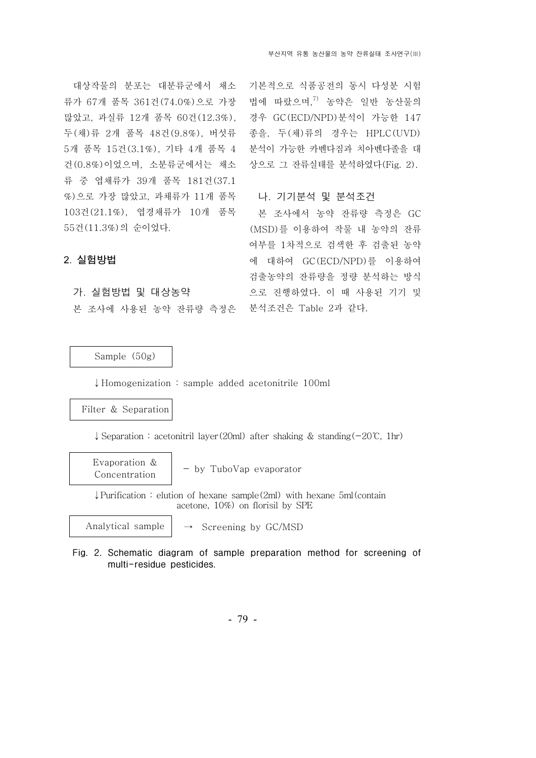대상작물의 분포는 대분류군에서 채소류가 67개 품목 361건(74.0%)으로 가장 많았고, 과실류 12개 품목 60건(12.3%), 두(채)류 2개 품목 48건(9.8%), 버섯류 5개 품목 15건(3.1%), 기타 4개 품목 4건(0.8%)이었으며, 소분류군에서는 채소류 중 엽채류가 39개 품목 181건(37.1%)으로 가장 많았고, 과채류가 11개 품목 103건(21.1%), 엽경채류가 10개 품목 55건(11.3%)의 순이었다.

## 2. 실험방법

### 가. 실험방법 및 대상농약

본 조사에 사용된 농약 잔류량 측정은 기본적으로 식품공전의 동시 다성분 시험법에 따랐으며,[7] 농약은 일반 농산물의 경우 GC(ECD/NPD)분석이 가능한 147종을, 두(채)류의 경우는 HPLC(UVD) 분석이 가능한 카벤다짐과 치아벤다졸을 대상으로 그 잔류실태를 분석하였다(Fig. 2).

### 나. 기기분석 및 분석조건

본 조사에서 농약 잔류량 측정은 GC(MSD)를 이용하여 작물 내 농약의 잔류여부를 1차적으로 검색한 후 검출된 농약에 대하여 GC(ECD/NPD)를 이용하여 검출농약의 잔류량을 정량 분석하는 방식으로 진행하였다. 이 때 사용된 기기 및 분석조건은 Table 2과 같다.

Sample (50g)

↓ Homogenization : sample added acetonitrile 100ml

Filter & Separation

↓ Separation : acetonitril layer(20ml) after shaking & standing(−20℃, 1hr)

Evaporation & Concentration − by TuboVap evaporator

↓ Purification : elution of hexane sample(2ml) with hexane 5ml(contain acetone, 10%) on florisil by SPE

Analytical sample → Screening by GC/MSD

Fig. 2. Schematic diagram of sample preparation method for screening of multi-residue pesticides.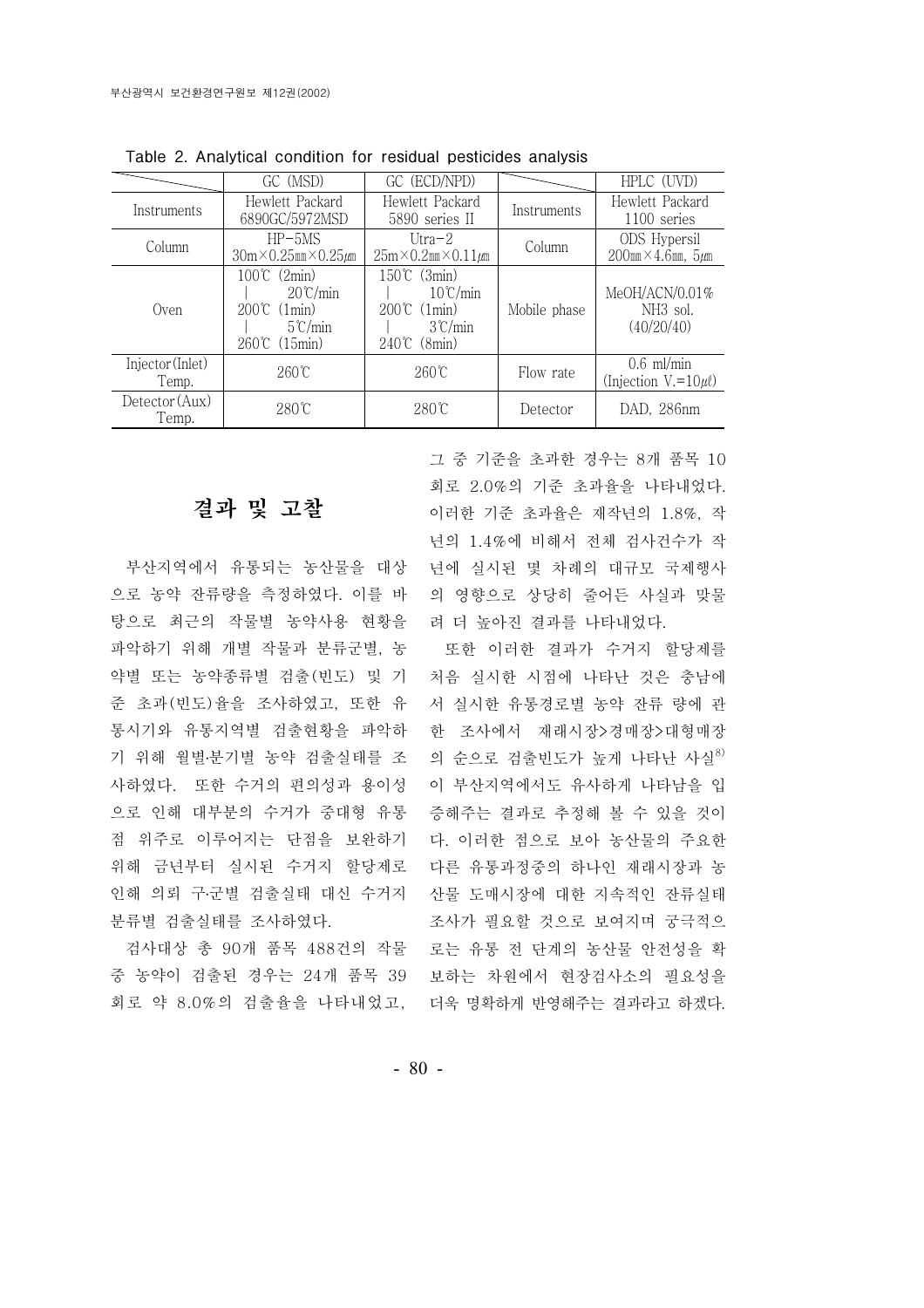Table 2. Analytical condition for residual pesticides analysis

| | GC (MSD) | GC (ECD/NPD) | | HPLC (UVD) |
|---|---|---|---|---|
| Instruments | Hewlett Packard 6890GC/5972MSD | Hewlett Packard 5890 series II | Instruments | Hewlett Packard 1100 series |
| Column | HP-5MS 30m×0.25㎜×0.25㎛ | Utra-2 25m×0.2㎜×0.11㎛ | Column | ODS Hypersil 200㎜×4.6㎜, 5㎛ |
| Oven | 100℃ (2min) │ 20℃/min 200℃ (1min) │ 5℃/min 260℃ (15min) | 150℃ (3min) │ 10℃/min 200℃ (1min) │ 3℃/min 240℃ (8min) | Mobile phase | MeOH/ACN/0.01% NH3 sol. (40/20/40) |
| Injector(Inlet) Temp. | 260℃ | 260℃ | Flow rate | 0.6 ml/min (Injection V.=10㎕) |
| Detector(Aux) Temp. | 280℃ | 280℃ | Detector | DAD, 286nm |

## 결과 및 고찰

부산지역에서 유통되는 농산물을 대상으로 농약 잔류량을 측정하였다. 이를 바탕으로 최근의 작물별 농약사용 현황을 파악하기 위해 개별 작물과 분류군별, 농약별 또는 농약종류별 검출(빈도) 및 기준 초과(빈도)율을 조사하였고, 또한 유통시기와 유통지역별 검출현황을 파악하기 위해 월별·분기별 농약 검출실태를 조사하였다. 또한 수거의 편의성과 용이성으로 인해 대부분의 수거가 중대형 유통점 위주로 이루어지는 단점을 보완하기 위해 금년부터 실시된 수거지 할당제로 인해 의뢰 구·군별 검출실태 대신 수거지 분류별 검출실태를 조사하였다.

검사대상 총 90개 품목 488건의 작물 중 농약이 검출된 경우는 24개 품목 39회로 약 8.0%의 검출율을 나타내었고, 그 중 기준을 초과한 경우는 8개 품목 10회로 2.0%의 기준 초과율을 나타내었다. 이러한 기준 초과율은 재작년의 1.8%, 작년의 1.4%에 비해서 전체 검사건수가 작년에 실시된 몇 차례의 대규모 국제행사의 영향으로 상당히 줄어든 사실과 맞물려 더 높아진 결과를 나타내었다.

또한 이러한 결과가 수거지 할당제를 처음 실시한 시점에 나타난 것은 충남에서 실시한 유통경로별 농약 잔류 량에 관한 조사에서 재래시장>경매장>대형매장의 순으로 검출빈도가 높게 나타난 사실[8]이 부산지역에서도 유사하게 나타남을 입증해주는 결과로 추정해 볼 수 있을 것이다. 이러한 점으로 보아 농산물의 주요한 다른 유통과정중의 하나인 재래시장과 농산물 도매시장에 대한 지속적인 잔류실태 조사가 필요할 것으로 보여지며 궁극적으로는 유통 전 단계의 농산물 안전성을 확보하는 차원에서 현장검사소의 필요성을 더욱 명확하게 반영해주는 결과라고 하겠다.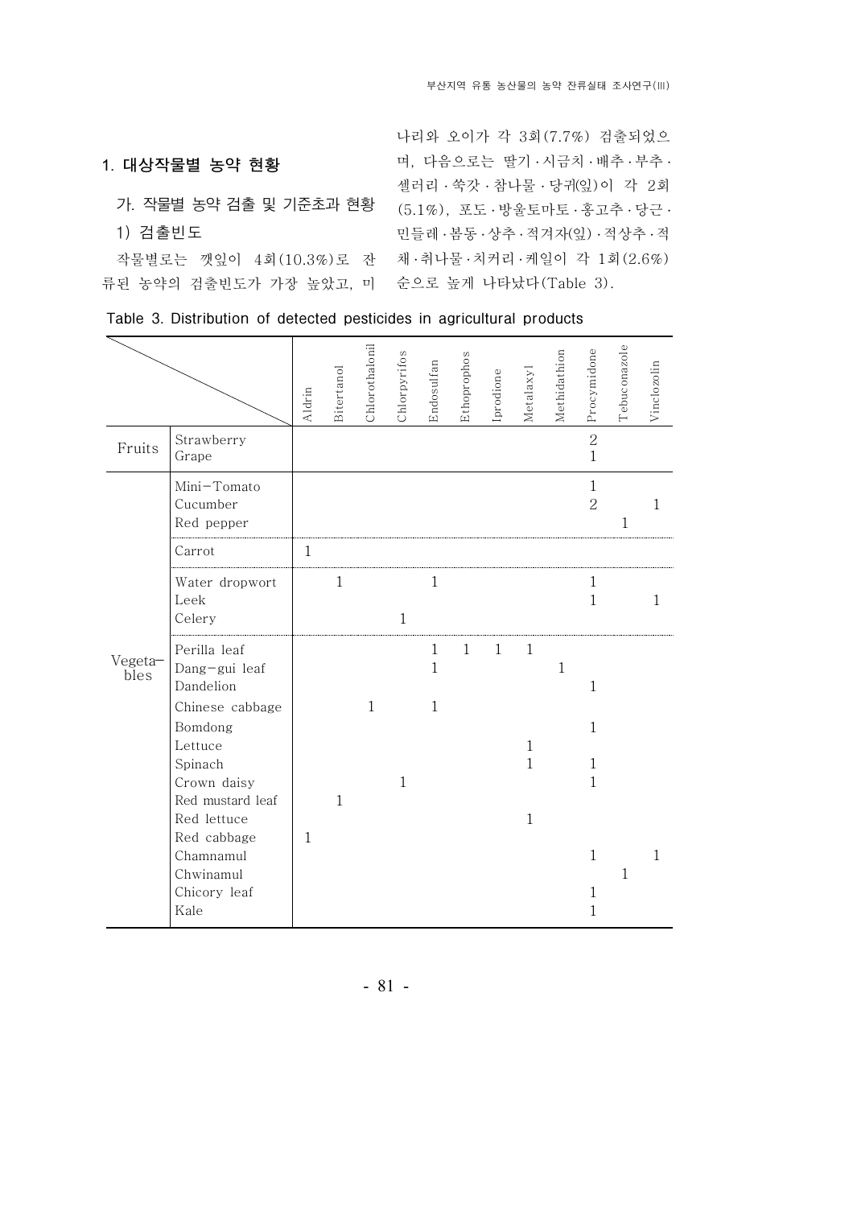## 1. 대상작물별 농약 현황

### 가. 작물별 농약 검출 및 기준초과 현황

#### 1) 검출빈도

작물별로는 깻잎이 4회(10.3%)로 잔류된 농약의 검출빈도가 가장 높았고, 미나리와 오이가 각 3회(7.7%) 검출되었으며, 다음으로는 딸기·시금치·배추·부추·셀러리·쑥갓·참나물·당귀(잎)이 각 2회(5.1%), 포도·방울토마토·홍고추·당근·민들레·봄동·상추·적겨자(잎)·적상추·적채·취나물·치커리·케일이 각 1회(2.6%) 순으로 높게 나타났다(Table 3).

Table 3. Distribution of detected pesticides in agricultural products

| | | Aldrin | Bitertanol | Chlorothalonil | Chlorpyrifos | Endosulfan | Ethoprophos | Iprodione | Metalaxyl | Methidathion | Procymidone | Tebuconazole | Vinclozolin |
|---|---|---|---|---|---|---|---|---|---|---|---|---|---|
| Fruits | Strawberry | | | | | | | | | | 2 | | |
| | Grape | | | | | | | | | | 1 | | |
| Vegetables | Mini-Tomato | | | | | | | | | | 1 | | |
| | Cucumber | | | | | | | | | | 2 | | 1 |
| | Red pepper | | | | | | | | | | | 1 | |
| | Carrot | 1 | | | | | | | | | | | |
| | Water dropwort | | 1 | | | 1 | | | | | 1 | | |
| | Leek | | | | | | | | | | 1 | | 1 |
| | Celery | | | | 1 | | | | | | | | |
| | Perilla leaf | | | | | 1 | 1 | 1 | 1 | | | | |
| | Dang-gui leaf | | | | | 1 | | | | 1 | | | |
| | Dandelion | | | | | | | | | | 1 | | |
| | Chinese cabbage | | | 1 | | 1 | | | | | | | |
| | Bomdong | | | | | | | | | | 1 | | |
| | Lettuce | | | | | | | | 1 | | | | |
| | Spinach | | | | | | | | 1 | | 1 | | |
| | Crown daisy | | | | 1 | | | | | | 1 | | |
| | Red mustard leaf | | 1 | | | | | | | | | | |
| | Red lettuce | | | | | | | | 1 | | | | |
| | Red cabbage | 1 | | | | | | | | | | | |
| | Chamnamul | | | | | | | | | | 1 | | 1 |
| | Chwinamul | | | | | | | | | | | 1 | |
| | Chicory leaf | | | | | | | | | | 1 | | |
| | Kale | | | | | | | | | | 1 | | |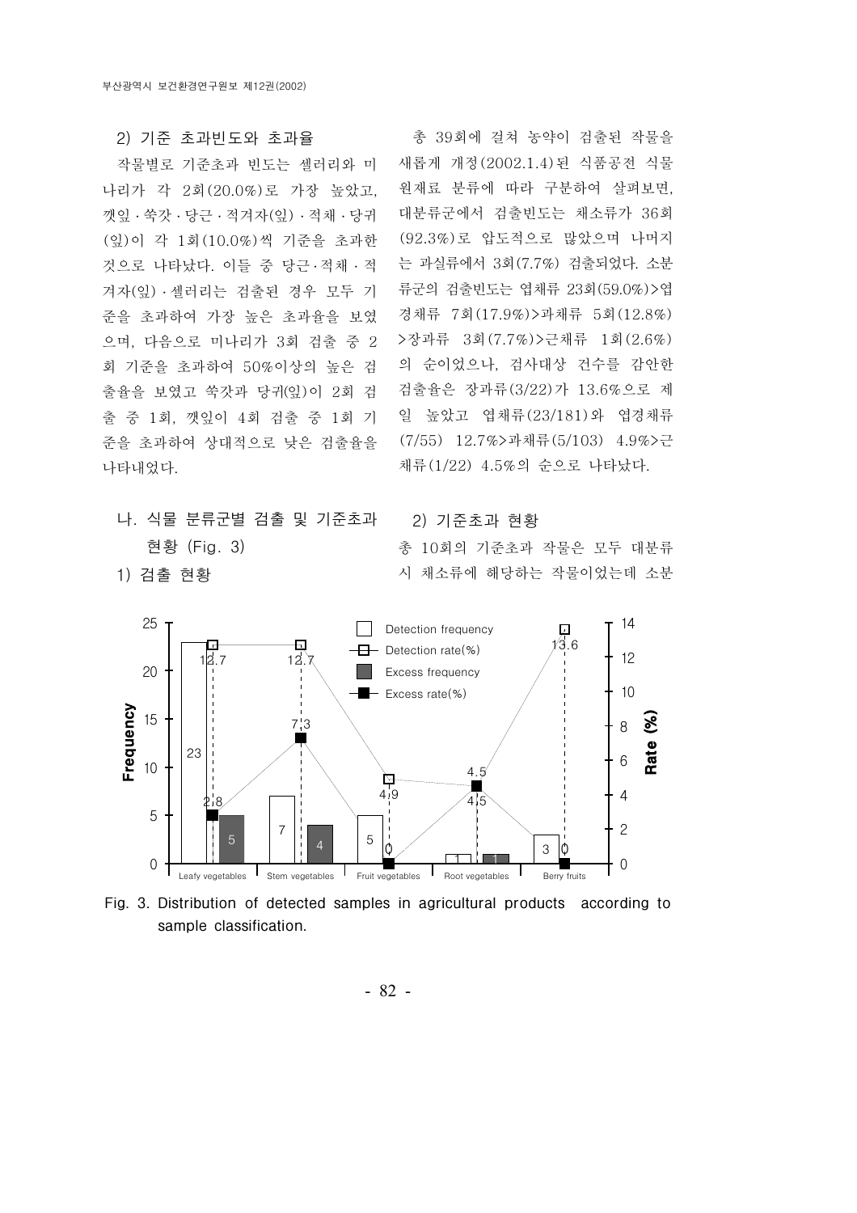2) 기준 초과빈도와 초과율

작물별로 기준초과 빈도는 셀러리와 미나리가 각 2회(20.0%)로 가장 높았고, 깻잎·쑥갓·당근·적겨자(잎)·적채·당귀(잎)이 각 1회(10.0%)씩 기준을 초과한 것으로 나타났다. 이들 중 당근·적채·적겨자(잎)·셀러리는 검출된 경우 모두 기준을 초과하여 가장 높은 초과율을 보였으며, 다음으로 미나리가 3회 검출 중 2회 기준을 초과하여 50%이상의 높은 검출율을 보였고 쑥갓과 당귀(잎)이 2회 검출 중 1회, 깻잎이 4회 검출 중 1회 기준을 초과하여 상대적으로 낮은 검출율을 나타내었다.

### 나. 식물 분류군별 검출 및 기준초과 현황 (Fig. 3)

1) 검출 현황

총 39회에 걸쳐 농약이 검출된 작물을 새롭게 개정(2002.1.4)된 식품공전 식물원재료 분류에 따라 구분하여 살펴보면, 대분류군에서 검출빈도는 채소류가 36회(92.3%)로 압도적으로 많았으며 나머지는 과실류에서 3회(7.7%) 검출되었다. 소분류군의 검출빈도는 엽채류 23회(59.0%)>엽경채류 7회(17.9%)>과채류 5회(12.8%)>장과류 3회(7.7%)>근채류 1회(2.6%)의 순이었으나, 검사대상 건수를 감안한 검출율은 장과류(3/22)가 13.6%으로 제일 높았고 엽채류(23/181)와 엽경채류(7/55) 12.7%>과채류(5/103) 4.9%>근채류(1/22) 4.5%의 순으로 나타났다.

2) 기준초과 현황

총 10회의 기준초과 작물은 모두 대분류시 채소류에 해당하는 작물이었는데 소분

Fig. 3. Distribution of detected samples in agricultural products according to sample classification.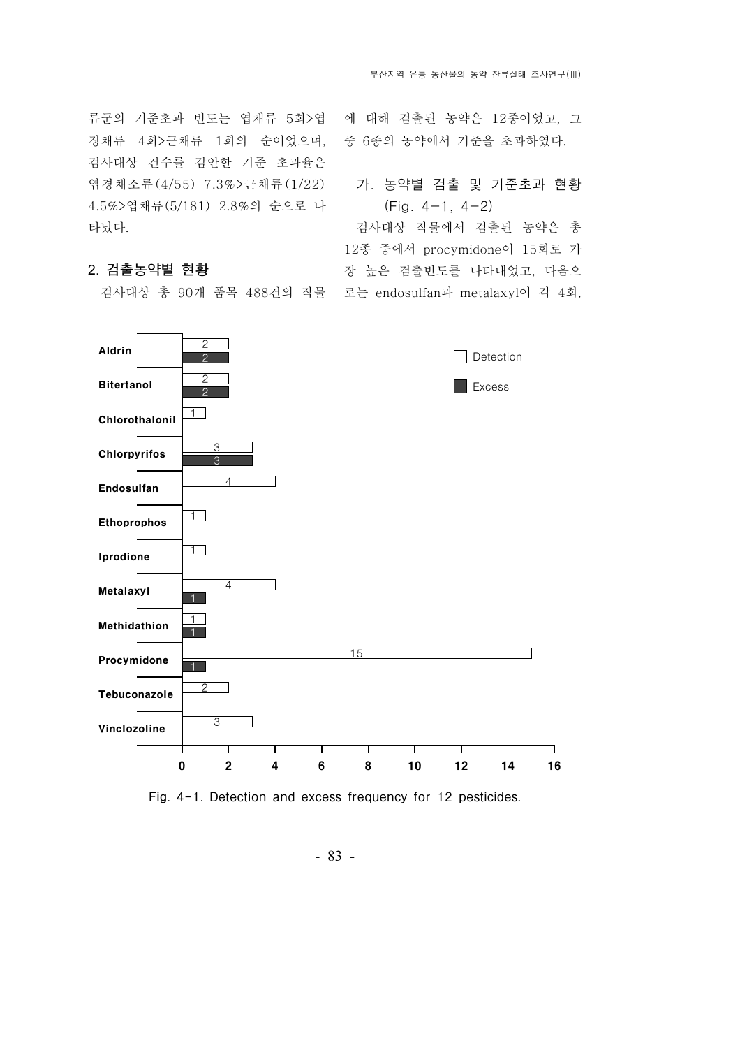류군의 기준초과 빈도는 엽채류 5회>엽경채류 4회>근채류 1회의 순이었으며, 검사대상 건수를 감안한 기준 초과율은 엽경채소류(4/55) 7.3%>근채류(1/22) 4.5%>엽채류(5/181) 2.8%의 순으로 나타났다.

## 2. 검출농약별 현황

검사대상 총 90개 품목 488건의 작물에 대해 검출된 농약은 12종이었고, 그 중 6종의 농약에서 기준을 초과하였다.

### 가. 농약별 검출 및 기준초과 현황 (Fig. 4-1, 4-2)

검사대상 작물에서 검출된 농약은 총 12종 중에서 procymidone이 15회로 가장 높은 검출빈도를 나타내었고, 다음으로는 endosulfan과 metalaxyl이 각 4회,

| Pesticide | Detection | Excess |
|---|---|---|
| Aldrin | 2 | 2 |
| Bitertanol | 2 | 2 |
| Chlorothalonil | 1 | |
| Chlorpyrifos | 3 | 3 |
| Endosulfan | 4 | |
| Ethoprophos | 1 | |
| Iprodione | 1 | |
| Metalaxyl | 4 | 1 |
| Methidathion | 1 | 1 |
| Procymidone | 15 | 1 |
| Tebuconazole | 2 | |
| Vinclozoline | 3 | |

Fig. 4-1. Detection and excess frequency for 12 pesticides.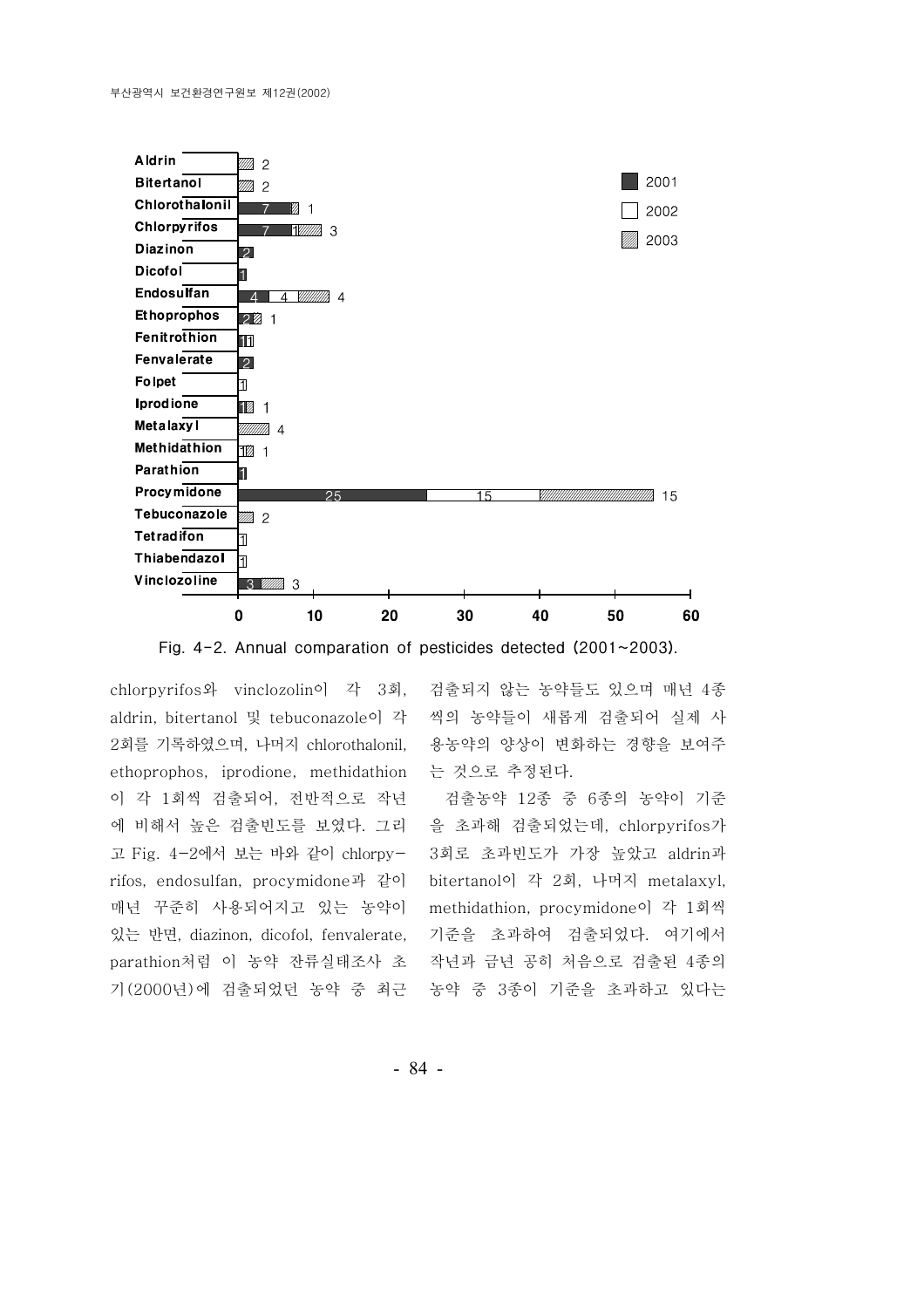| Pesticide | 2001 | 2002 | 2003 |
|---|---|---|---|
| Aldrin | | | 2 |
| Bitertanol | | | 2 |
| Chlorothalonil | 7 | | 1 |
| Chlorpyrifos | 7 | 1 | 3 |
| Diazinon | 2 | | |
| Dicofol | 1 | | |
| Endosulfan | 4 | 4 | 4 |
| Ethoprophos | 2 | | 1 |
| Fenitrothion | 1 | 1 | |
| Fenvalerate | 2 | | |
| Folpet | | 1 | |
| Iprodione | | 1 | 1 |
| Metalaxyl | | | 4 |
| Methidathion | | 1 | 1 |
| Parathion | 1 | | |
| Procymidone | 25 | 15 | 15 |
| Tebuconazole | | | 2 |
| Tetradifon | | 1 | |
| Thiabendazol | | 1 | |
| Vinclozoline | 3 | | 3 |

Fig. 4-2. Annual comparation of pesticides detected (2001~2003).

chlorpyrifos와 vinclozolin이 각 3회, aldrin, bitertanol 및 tebuconazole이 각 2회를 기록하였으며, 나머지 chlorothalonil, ethoprophos, iprodione, methidathion이 각 1회씩 검출되어, 전반적으로 작년에 비해서 높은 검출빈도를 보였다. 그리고 Fig. 4-2에서 보는 바와 같이 chlorpyrifos, endosulfan, procymidone과 같이 매년 꾸준히 사용되어지고 있는 농약이 있는 반면, diazinon, dicofol, fenvalerate, parathion처럼 이 농약 잔류실태조사 초기(2000년)에 검출되었던 농약 중 최근 검출되지 않는 농약들도 있으며 매년 4종씩의 농약들이 새롭게 검출되어 실제 사용농약의 양상이 변화하는 경향을 보여주는 것으로 추정된다.

검출농약 12종 중 6종의 농약이 기준을 초과해 검출되었는데, chlorpyrifos가 3회로 초과빈도가 가장 높았고 aldrin과 bitertanol이 각 2회, 나머지 metalaxyl, methidathion, procymidone이 각 1회씩 기준을 초과하여 검출되었다. 여기에서 작년과 금년 공히 처음으로 검출된 4종의 농약 중 3종이 기준을 초과하고 있다는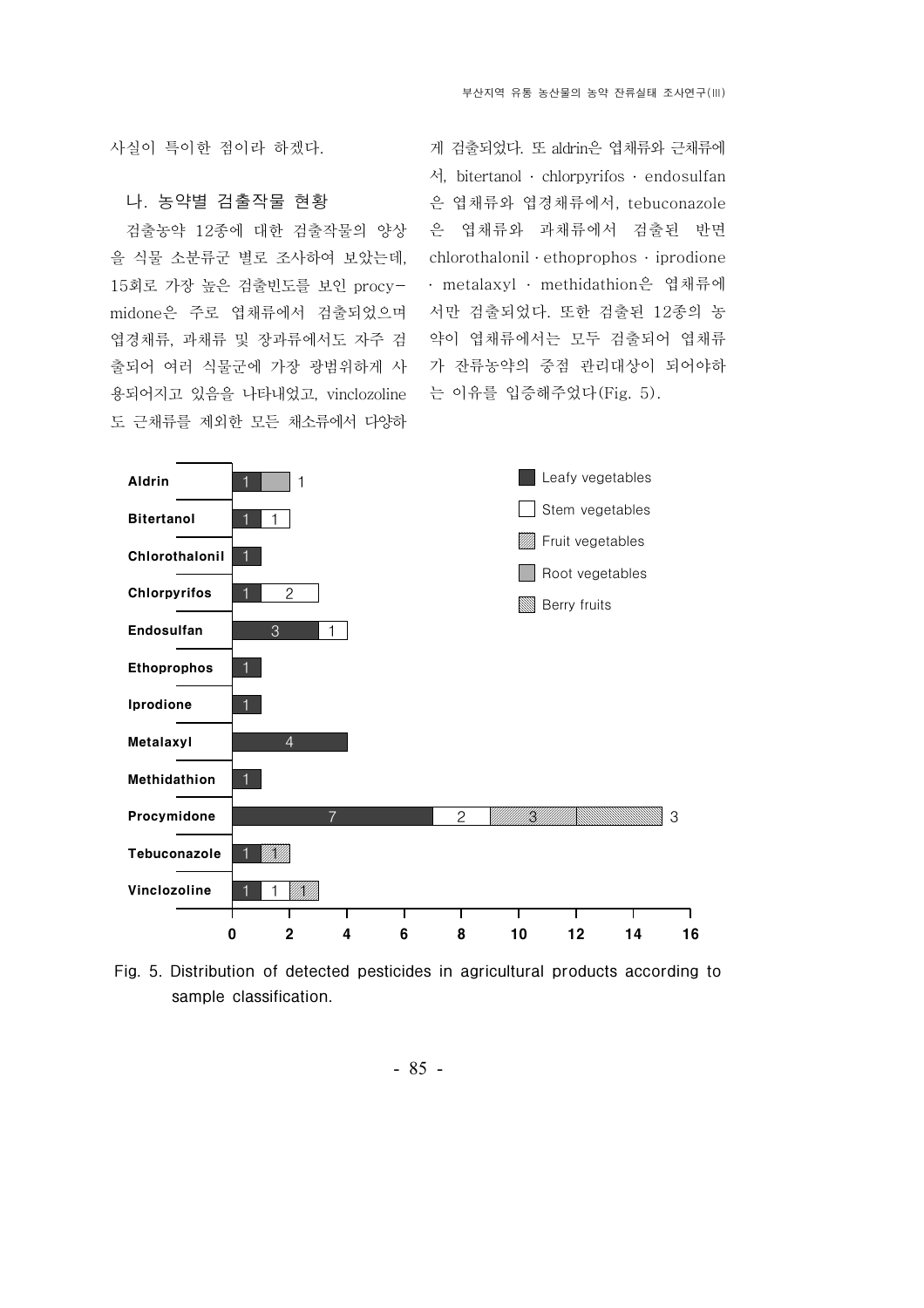사실이 특이한 점이라 하겠다.

### 나. 농약별 검출작물 현황

검출농약 12종에 대한 검출작물의 양상을 식물 소분류군 별로 조사하여 보았는데, 15회로 가장 높은 검출빈도를 보인 procymidone은 주로 엽채류에서 검출되었으며 엽경채류, 과채류 및 장과류에서도 자주 검출되어 여러 식물군에 가장 광범위하게 사용되어지고 있음을 나타내었고, vinclozoline도 근채류를 제외한 모든 채소류에서 다양하게 검출되었다. 또 aldrin은 엽채류와 근채류에서, bitertanol · chlorpyrifos · endosulfan은 엽채류와 엽경채류에서, tebuconazole은 엽채류와 과채류에서 검출된 반면 chlorothalonil · ethoprophos · iprodione · metalaxyl · methidathion은 엽채류에서만 검출되었다. 또한 검출된 12종의 농약이 엽채류에서는 모두 검출되어 엽채류가 잔류농약의 중점 관리대상이 되어야하는 이유를 입증해주었다(Fig. 5).

| Pesticide | Leafy vegetables | Stem vegetables | Fruit vegetables | Root vegetables | Berry fruits |
|---|---|---|---|---|---|
| Aldrin | 1 | | | 1 | |
| Bitertanol | 1 | 1 | | | |
| Chlorothalonil | 1 | | | | |
| Chlorpyrifos | 1 | 2 | | | |
| Endosulfan | 3 | 1 | | | |
| Ethoprophos | 1 | | | | |
| Iprodione | 1 | | | | |
| Metalaxyl | 4 | | | | |
| Methidathion | 1 | | | | |
| Procymidone | 7 | 2 | 3 | | 3 |
| Tebuconazole | 1 | | 1 | | |
| Vinclozoline | 1 | 1 | 1 | | |

Fig. 5. Distribution of detected pesticides in agricultural products according to sample classification.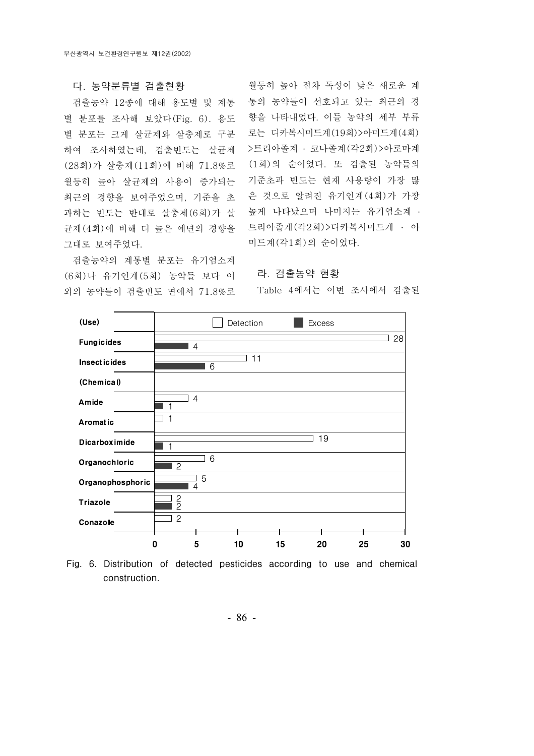### 다. 농약분류별 검출현황

검출농약 12종에 대해 용도별 및 계통별 분포를 조사해 보았다(Fig. 6). 용도별 분포는 크게 살균제와 살충제로 구분하여 조사하였는데, 검출빈도는 살균제(28회)가 살충제(11회)에 비해 71.8%로 월등히 높아 살균제의 사용이 증가되는 최근의 경향을 보여주었으며, 기준을 초과하는 빈도는 반대로 살충제(6회)가 살균제(4회)에 비해 더 높은 예년의 경향을 그대로 보여주었다.

검출농약의 계통별 분포는 유기염소계(6회)나 유기인계(5회) 농약들 보다 이외의 농약들이 검출빈도 면에서 71.8%로 월등히 높아 점차 독성이 낮은 새로운 계통의 농약들이 선호되고 있는 최근의 경향을 나타내었다. 이들 농약의 세부 부류로는 디카복시미드계(19회)>아미드계(4회)>트리아졸계 · 코나졸계(각2회)>아로마계(1회)의 순이었다. 또 검출된 농약들의 기준초과 빈도는 현재 사용량이 가장 많은 것으로 알려진 유기인계(4회)가 가장 높게 나타났으며 나머지는 유기염소계 · 트리아졸계(각2회)>디카복시미드계 · 아미드계(각1회)의 순이었다.

### 라. 검출농약 현황

Table 4에서는 이번 조사에서 검출된

| (Use) | Detection | Excess |
|---|---|---|
| Fungicides | 28 | 4 |
| Insecticides | 11 | 6 |
| **(Chemical)** | | |
| Amide | 4 | 1 |
| Aromatic | 1 | |
| Dicarboximide | 19 | 1 |
| Organochloric | 6 | 2 |
| Organophosphoric | 5 | 4 |
| Triazole | 2 | 2 |
| Conazole | 2 | |

Fig. 6. Distribution of detected pesticides according to use and chemical construction.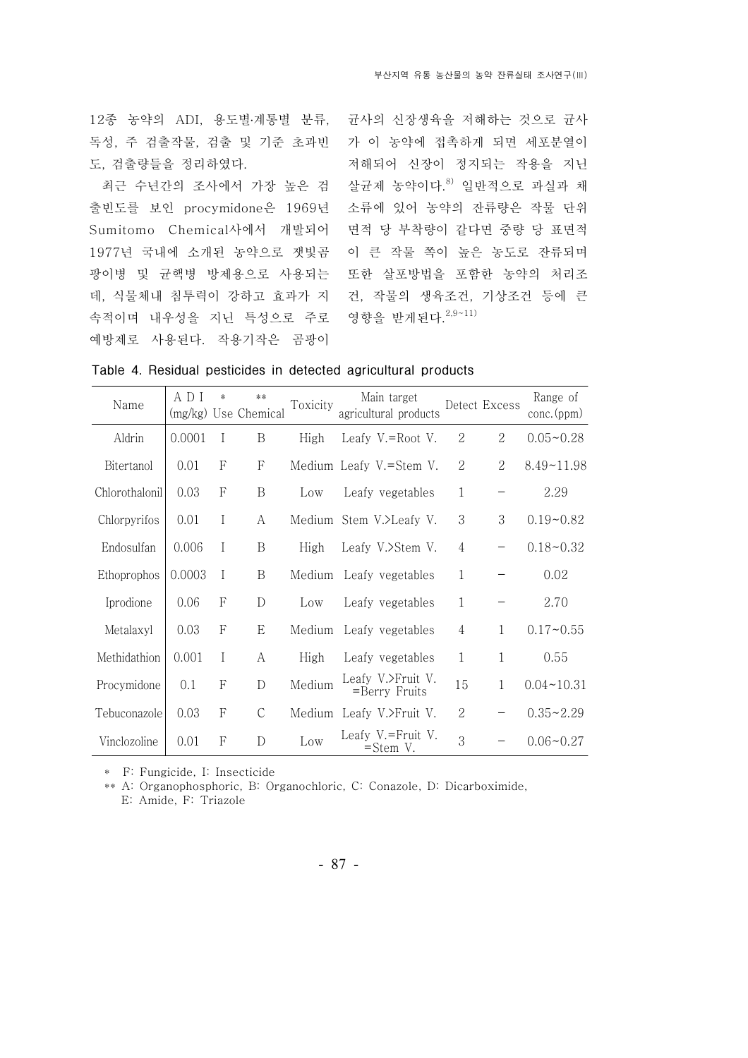12종 농약의 ADI, 용도별·계통별 분류, 독성, 주 검출작물, 검출 및 기준 초과빈도, 검출량들을 정리하였다.

최근 수년간의 조사에서 가장 높은 검출빈도를 보인 procymidone은 1969년 Sumitomo Chemical사에서 개발되어 1977년 국내에 소개된 농약으로 잿빛곰팡이병 및 균핵병 방제용으로 사용되는데, 식물체내 침투력이 강하고 효과가 지속적이며 내우성을 지닌 특성으로 주로 예방제로 사용된다. 작용기작은 곰팡이 균사의 신장생육을 저해하는 것으로 균사가 이 농약에 접촉하게 되면 세포분열이 저해되어 신장이 정지되는 작용을 지닌 살균제 농약이다.[8] 일반적으로 과실과 채소류에 있어 농약의 잔류량은 작물 단위면적 당 부착량이 같다면 중량 당 표면적이 큰 작물 쪽이 높은 농도로 잔류되며 또한 살포방법을 포함한 농약의 처리조건, 작물의 생육조건, 기상조건 등에 큰 영향을 받게된다.[2,9~11)]

Table 4. Residual pesticides in detected agricultural products

| Name | ADI (mg/kg) | * Use | ** Chemical | Toxicity | Main target agricultural products | Detect | Excess | Range of conc.(ppm) |
|---|---|---|---|---|---|---|---|---|
| Aldrin | 0.0001 | I | B | High | Leafy V.=Root V. | 2 | 2 | 0.05~0.28 |
| Bitertanol | 0.01 | F | F | Medium | Leafy V.=Stem V. | 2 | 2 | 8.49~11.98 |
| Chlorothalonil | 0.03 | F | B | Low | Leafy vegetables | 1 | – | 2.29 |
| Chlorpyrifos | 0.01 | I | A | Medium | Stem V.>Leafy V. | 3 | 3 | 0.19~0.82 |
| Endosulfan | 0.006 | I | B | High | Leafy V.>Stem V. | 4 | – | 0.18~0.32 |
| Ethoprophos | 0.0003 | I | B | Medium | Leafy vegetables | 1 | – | 0.02 |
| Iprodione | 0.06 | F | D | Low | Leafy vegetables | 1 | – | 2.70 |
| Metalaxyl | 0.03 | F | E | Medium | Leafy vegetables | 4 | 1 | 0.17~0.55 |
| Methidathion | 0.001 | I | A | High | Leafy vegetables | 1 | 1 | 0.55 |
| Procymidone | 0.1 | F | D | Medium | Leafy V.>Fruit V. =Berry Fruits | 15 | 1 | 0.04~10.31 |
| Tebuconazole | 0.03 | F | C | Medium | Leafy V.>Fruit V. | 2 | – | 0.35~2.29 |
| Vinclozoline | 0.01 | F | D | Low | Leafy V.=Fruit V. =Stem V. | 3 | – | 0.06~0.27 |

* F: Fungicide, I: Insecticide

** A: Organophosphoric, B: Organochloric, C: Conazole, D: Dicarboximide, E: Amide, F: Triazole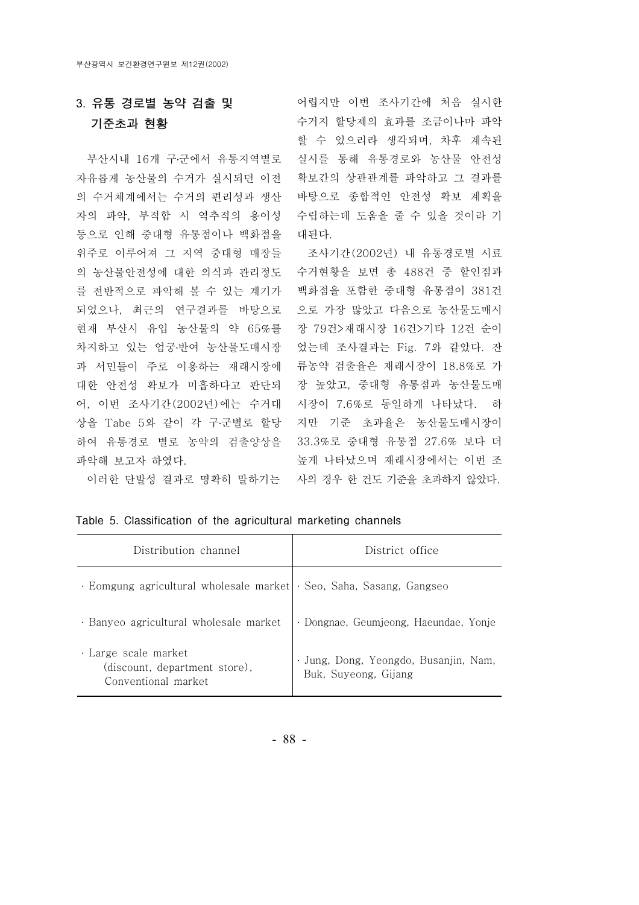## 3. 유통 경로별 농약 검출 및 기준초과 현황

부산시내 16개 구·군에서 유통지역별로 자유롭게 농산물의 수거가 실시되던 이전의 수거체계에서는 수거의 편리성과 생산자의 파악, 부적합 시 역추적의 용이성 등으로 인해 중대형 유통점이나 백화점을 위주로 이루어져 그 지역 중대형 매장들의 농산물안전성에 대한 의식과 관리정도를 전반적으로 파악해 볼 수 있는 계기가 되었으나, 최근의 연구결과를 바탕으로 현재 부산시 유입 농산물의 약 65%를 차지하고 있는 엄궁·반여 농산물도매시장과 서민들이 주로 이용하는 재래시장에 대한 안전성 확보가 미흡하다고 판단되어, 이번 조사기간(2002년)에는 수거대상을 Tabe 5와 같이 각 구·군별로 할당하여 유통경로 별로 농약의 검출양상을 파악해 보고자 하였다.

이러한 단발성 결과로 명확히 말하기는 어렵지만 이번 조사기간에 처음 실시한 수거지 할당제의 효과를 조금이나마 파악할 수 있으리라 생각되며, 차후 계속된 실시를 통해 유통경로와 농산물 안전성 확보간의 상관관계를 파악하고 그 결과를 바탕으로 종합적인 안전성 확보 계획을 수립하는데 도움을 줄 수 있을 것이라 기대된다.

조사기간(2002년) 내 유통경로별 시료 수거현황을 보면 총 488건 중 할인점과 백화점을 포함한 중대형 유통점이 381건으로 가장 많았고 다음으로 농산물도매시장 79건>재래시장 16건>기타 12건 순이었는데 조사결과는 Fig. 7와 같았다. 잔류농약 검출율은 재래시장이 18.8%로 가장 높았고, 중대형 유통점과 농산물도매시장이 7.6%로 동일하게 나타났다. 하지만 기준 초과율은 농산물도매시장이 33.3%로 중대형 유통점 27.6% 보다 더 높게 나타났으며 재래시장에서는 이번 조사의 경우 한 건도 기준을 초과하지 않았다.

Table 5. Classification of the agricultural marketing channels

| Distribution channel | District office |
|---|---|
| · Eomgung agricultural wholesale market | · Seo, Saha, Sasang, Gangseo |
| · Banyeo agricultural wholesale market | · Dongnae, Geumjeong, Haeundae, Yonje |
| · Large scale market (discount, department store), Conventional market | · Jung, Dong, Yeongdo, Busanjin, Nam, Buk, Suyeong, Gijang |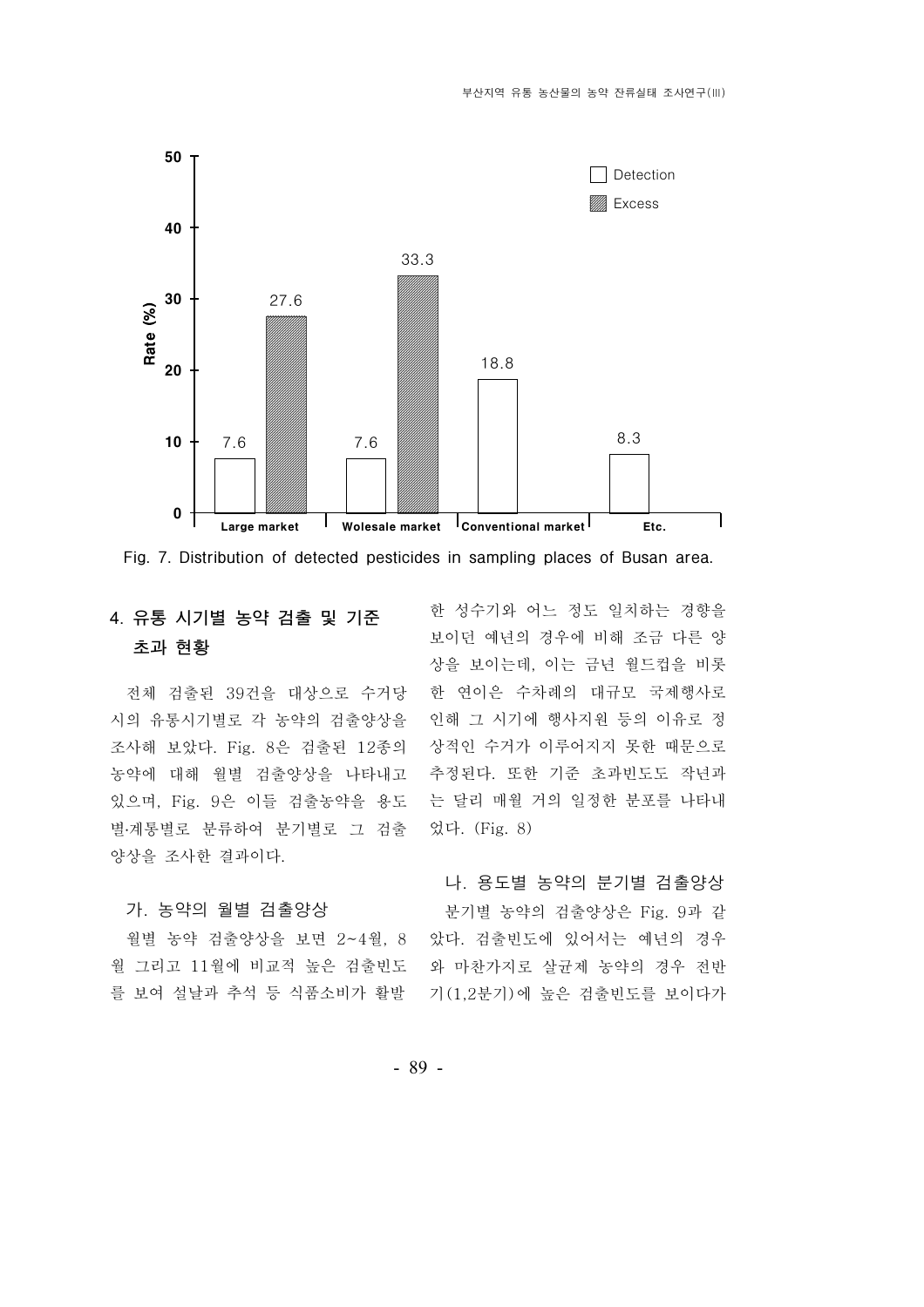Fig. 7. Distribution of detected pesticides in sampling places of Busan area.

## 4. 유통 시기별 농약 검출 및 기준 초과 현황

전체 검출된 39건을 대상으로 수거당시의 유통시기별로 각 농약의 검출양상을 조사해 보았다. Fig. 8은 검출된 12종의 농약에 대해 월별 검출양상을 나타내고 있으며, Fig. 9은 이들 검출농약을 용도별·계통별로 분류하여 분기별로 그 검출양상을 조사한 결과이다.

### 가. 농약의 월별 검출양상

월별 농약 검출양상을 보면 2~4월, 8월 그리고 11월에 비교적 높은 검출빈도를 보여 설날과 추석 등 식품소비가 활발한 성수기와 어느 정도 일치하는 경향을 보이던 예년의 경우에 비해 조금 다른 양상을 보이는데, 이는 금년 월드컵을 비롯한 연이은 수차례의 대규모 국제행사로 인해 그 시기에 행사지원 등의 이유로 정상적인 수거가 이루어지지 못한 때문으로 추정된다. 또한 기준 초과빈도도 작년과는 달리 매월 거의 일정한 분포를 나타내었다. (Fig. 8)

### 나. 용도별 농약의 분기별 검출양상

분기별 농약의 검출양상은 Fig. 9과 같았다. 검출빈도에 있어서는 예년의 경우와 마찬가지로 살균제 농약의 경우 전반기(1,2분기)에 높은 검출빈도를 보이다가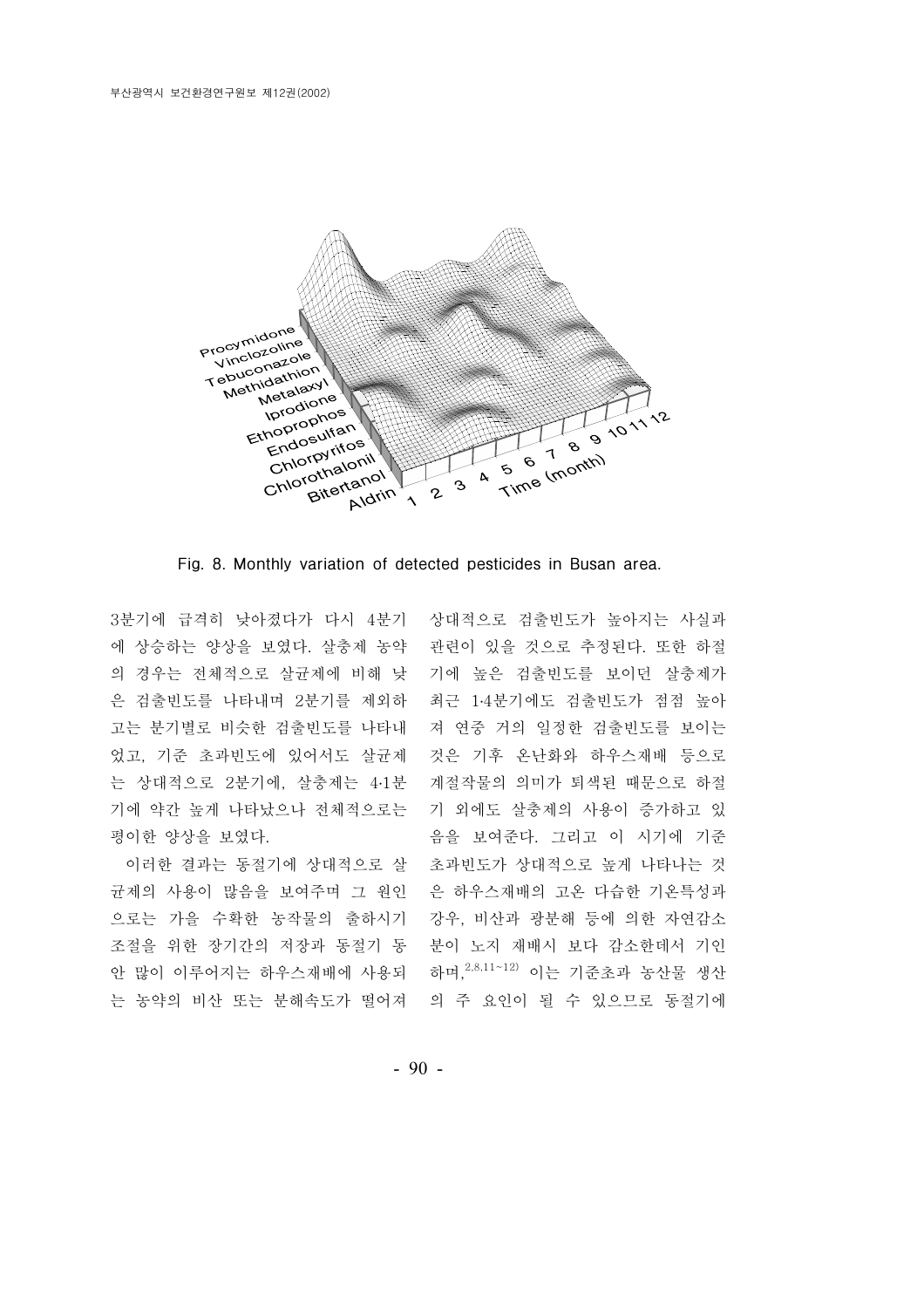Fig. 8. Monthly variation of detected pesticides in Busan area.

3분기에 급격히 낮아졌다가 다시 4분기에 상승하는 양상을 보였다. 살충제 농약의 경우는 전체적으로 살균제에 비해 낮은 검출빈도를 나타내며 2분기를 제외하고는 분기별로 비슷한 검출빈도를 나타내었고, 기준 초과빈도에 있어서도 살균제는 상대적으로 2분기에, 살충제는 4·1분기에 약간 높게 나타났으나 전체적으로는 평이한 양상을 보였다.

이러한 결과는 동절기에 상대적으로 살균제의 사용이 많음을 보여주며 그 원인으로는 가을 수확한 농작물의 출하시기 조절을 위한 장기간의 저장과 동절기 동안 많이 이루어지는 하우스재배에 사용되는 농약의 비산 또는 분해속도가 떨어져 상대적으로 검출빈도가 높아지는 사실과 관련이 있을 것으로 추정된다. 또한 하절기에 높은 검출빈도를 보이던 살충제가 최근 1·4분기에도 검출빈도가 점점 높아져 연중 거의 일정한 검출빈도를 보이는 것은 기후 온난화와 하우스재배 등으로 계절작물의 의미가 퇴색된 때문으로 하절기 외에도 살충제의 사용이 증가하고 있음을 보여준다. 그리고 이 시기에 기준 초과빈도가 상대적으로 높게 나타나는 것은 하우스재배의 고온 다습한 기온특성과 강우, 비산과 광분해 등에 의한 자연감소분이 노지 재배시 보다 감소한데서 기인하며,[2,8,11~12] 이는 기준초과 농산물 생산의 주 요인이 될 수 있으므로 동절기에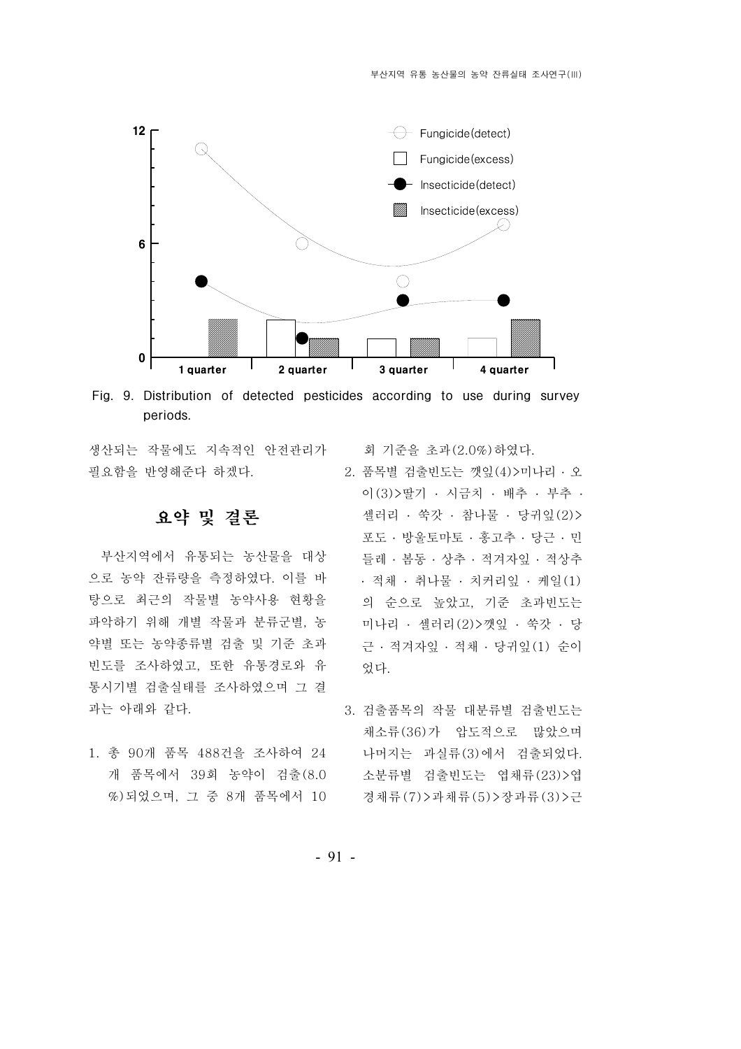Fig. 9. Distribution of detected pesticides according to use during survey periods.

생산되는 작물에도 지속적인 안전관리가 필요함을 반영해준다 하겠다.

## 요약 및 결론

부산지역에서 유통되는 농산물을 대상으로 농약 잔류량을 측정하였다. 이를 바탕으로 최근의 작물별 농약사용 현황을 파악하기 위해 개별 작물과 분류군별, 농약별 또는 농약종류별 검출 및 기준 초과 빈도를 조사하였고, 또한 유통경로와 유통시기별 검출실태를 조사하였으며 그 결과는 아래와 같다.

1. 총 90개 품목 488건을 조사하여 24개 품목에서 39회 농약이 검출(8.0%)되었으며, 그 중 8개 품목에서 10회 기준을 초과(2.0%)하였다.
2. 품목별 검출빈도는 깻잎(4)>미나리 · 오이(3)>딸기 · 시금치 · 배추 · 부추 · 셀러리 · 쑥갓 · 참나물 · 당귀잎(2)>포도 · 방울토마토 · 홍고추 · 당근 · 민들레 · 봄동 · 상추 · 적겨자잎 · 적상추 · 적채 · 취나물 · 치커리잎 · 케일(1)의 순으로 높았고, 기준 초과빈도는 미나리 · 셀러리(2)>깻잎 · 쑥갓 · 당근 · 적겨자잎 · 적채 · 당귀잎(1) 순이었다.
3. 검출품목의 작물 대분류별 검출빈도는 채소류(36)가 압도적으로 많았으며 나머지는 과실류(3)에서 검출되었다. 소분류별 검출빈도는 엽채류(23)>엽경채류(7)>과채류(5)>장과류(3)>근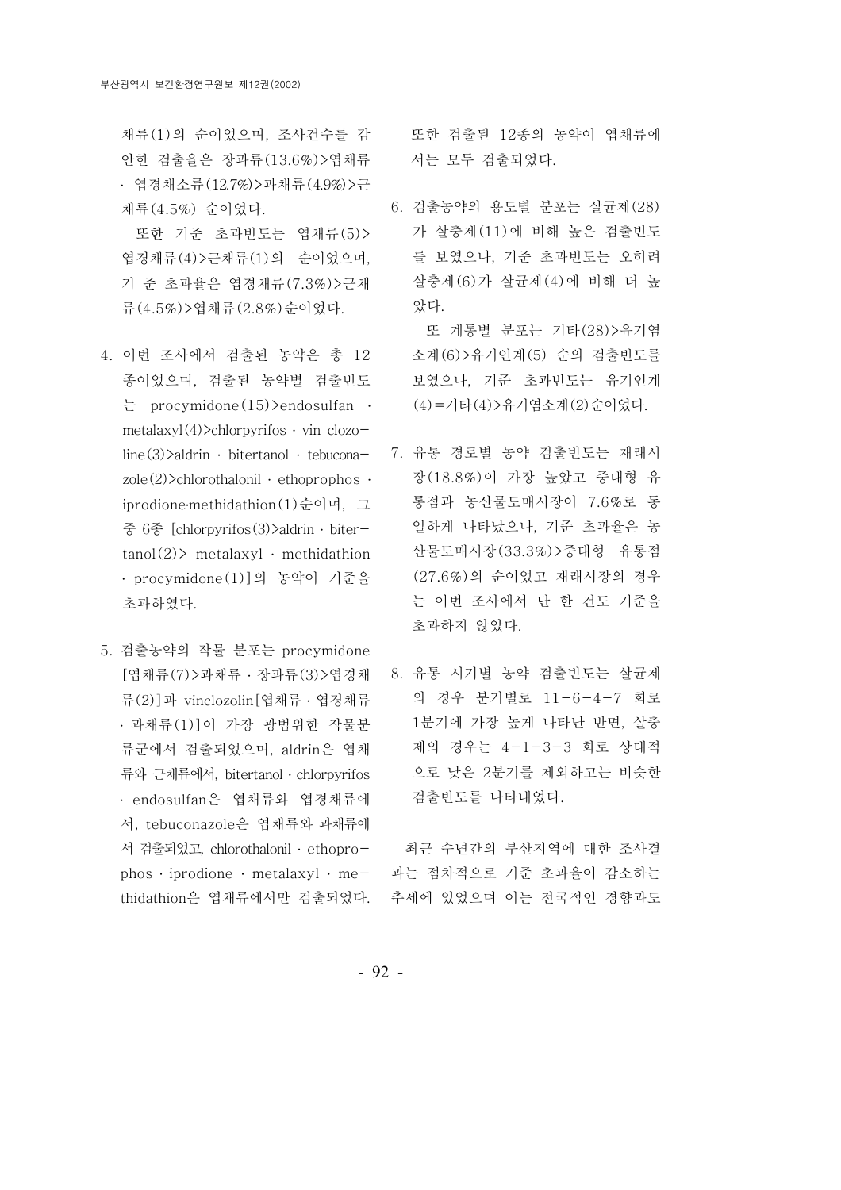채류(1)의 순이었으며, 조사건수를 감안한 검출율은 장과류(13.6%)>엽채류·엽경채소류(12.7%)>과채류(4.9%)>근채류(4.5%) 순이었다.

또한 기준 초과빈도는 엽채류(5)>엽경채류(4)>근채류(1)의 순이었으며, 기준 초과율은 엽경채류(7.3%)>근채류(4.5%)>엽채류(2.8%)순이었다.

4. 이번 조사에서 검출된 농약은 총 12종이었으며, 검출된 농약별 검출빈도는 procymidone(15)>endosulfan · metalaxyl(4)>chlorpyrifos · vinclozoline(3)>aldrin · bitertanol · tebuconazole(2)>chlorothalonil · ethoprophos · iprodione·methidathion(1)순이며, 그 중 6종 [chlorpyrifos(3)>aldrin · bitertanol(2)> metalaxyl · methidathion · procymidone(1)]의 농약이 기준을 초과하였다.

5. 검출농약의 작물 분포는 procymidone [엽채류(7)>과채류 · 장과류(3)>엽경채류(2)]과 vinclozolin[엽채류 · 엽경채류 · 과채류(1)]이 가장 광범위한 작물분류군에서 검출되었으며, aldrin은 엽채류와 근채류에서, bitertanol · chlorpyrifos · endosulfan은 엽채류와 엽경채류에서, tebuconazole은 엽채류와 과채류에서 검출되었고, chlorothalonil · ethoprophos · iprodione · metalaxyl · methidathion은 엽채류에서만 검출되었다.

또한 검출된 12종의 농약이 엽채류에서는 모두 검출되었다.

6. 검출농약의 용도별 분포는 살균제(28)가 살충제(11)에 비해 높은 검출빈도를 보였으나, 기준 초과빈도는 오히려 살충제(6)가 살균제(4)에 비해 더 높았다.

또 계통별 분포는 기타(28)>유기염소계(6)>유기인계(5) 순의 검출빈도를 보였으나, 기준 초과빈도는 유기인계(4)=기타(4)>유기염소계(2)순이었다.

7. 유통 경로별 농약 검출빈도는 재래시장(18.8%)이 가장 높았고 중대형 유통점과 농산물도매시장이 7.6%로 동일하게 나타났으나, 기준 초과율은 농산물도매시장(33.3%)>중대형 유통점(27.6%)의 순이었고 재래시장의 경우는 이번 조사에서 단 한 건도 기준을 초과하지 않았다.

8. 유통 시기별 농약 검출빈도는 살균제의 경우 분기별로 11-6-4-7 회로 1분기에 가장 높게 나타난 반면, 살충제의 경우는 4-1-3-3 회로 상대적으로 낮은 2분기를 제외하고는 비슷한 검출빈도를 나타내었다.

최근 수년간의 부산지역에 대한 조사결과는 점차적으로 기준 초과율이 감소하는 추세에 있었으며 이는 전국적인 경향과도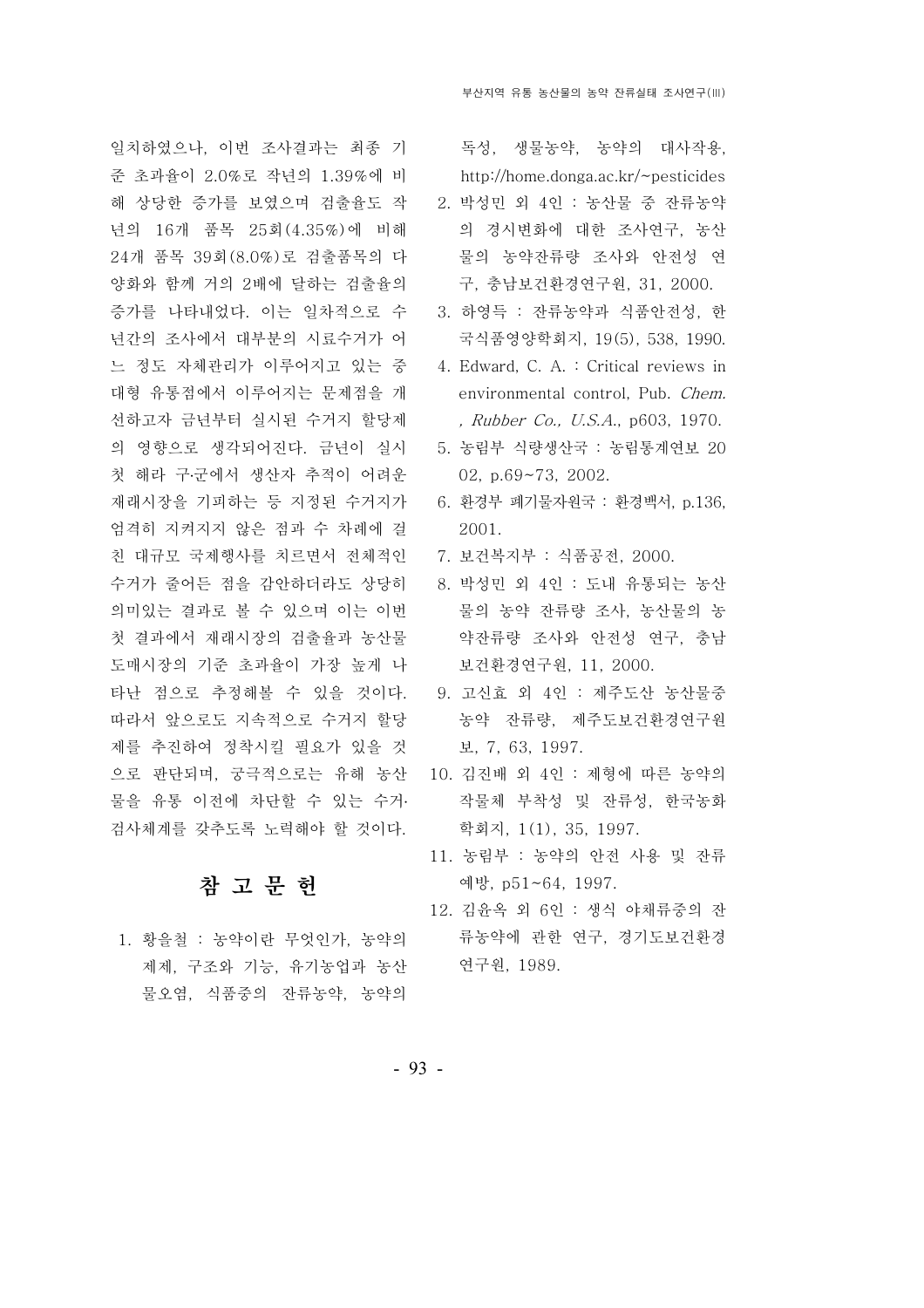일치하였으나, 이번 조사결과는 최종 기준 초과율이 2.0%로 작년의 1.39%에 비해 상당한 증가를 보였으며 검출율도 작년의 16개 품목 25회(4.35%)에 비해 24개 품목 39회(8.0%)로 검출품목의 다양화와 함께 거의 2배에 달하는 검출율의 증가를 나타내었다. 이는 일차적으로 수년간의 조사에서 대부분의 시료수거가 어느 정도 자체관리가 이루어지고 있는 중대형 유통점에서 이루어지는 문제점을 개선하고자 금년부터 실시된 수거지 할당제의 영향으로 생각되어진다. 금년이 실시 첫 해라 구·군에서 생산자 추적이 어려운 재래시장을 기피하는 등 지정된 수거지가 엄격히 지켜지지 않은 점과 수 차례에 걸친 대규모 국제행사를 치르면서 전체적인 수거가 줄어든 점을 감안하더라도 상당히 의미있는 결과로 볼 수 있으며 이는 이번 첫 결과에서 재래시장의 검출율과 농산물 도매시장의 기준 초과율이 가장 높게 나타난 점으로 추정해볼 수 있을 것이다. 따라서 앞으로도 지속적으로 수거지 할당제를 추진하여 정착시킬 필요가 있을 것으로 판단되며, 궁극적으로는 유해 농산물을 유통 이전에 차단할 수 있는 수거·검사체계를 갖추도록 노력해야 할 것이다.

## 참 고 문 헌

1. 황을철 : 농약이란 무엇인가, 농약의 제제, 구조와 기능, 유기농업과 농산물오염, 식품중의 잔류농약, 농약의 독성, 생물농약, 농약의 대사작용, http://home.donga.ac.kr/~pesticides
2. 박성민 외 4인 : 농산물 중 잔류농약의 경시변화에 대한 조사연구, 농산물의 농약잔류량 조사와 안전성 연구, 충남보건환경연구원, 31, 2000.
3. 하영득 : 잔류농약과 식품안전성, 한국식품영양학회지, 19(5), 538, 1990.
4. Edward, C. A. : Critical reviews in environmental control, Pub. *Chem. , Rubber Co., U.S.A.*, p603, 1970.
5. 농림부 식량생산국 : 농림통계연보 2002, p.69~73, 2002.
6. 환경부 폐기물자원국 : 환경백서, p.136, 2001.
7. 보건복지부 : 식품공전, 2000.
8. 박성민 외 4인 : 도내 유통되는 농산물의 농약 잔류량 조사, 농산물의 농약잔류량 조사와 안전성 연구, 충남보건환경연구원, 11, 2000.
9. 고신효 외 4인 : 제주도산 농산물중 농약 잔류량, 제주도보건환경연구원보, 7, 63, 1997.
10. 김진배 외 4인 : 제형에 따른 농약의 작물체 부착성 및 잔류성, 한국농화학회지, 1(1), 35, 1997.
11. 농림부 : 농약의 안전 사용 및 잔류 예방, p51~64, 1997.
12. 김윤옥 외 6인 : 생식 야채류중의 잔류농약에 관한 연구, 경기도보건환경연구원, 1989.